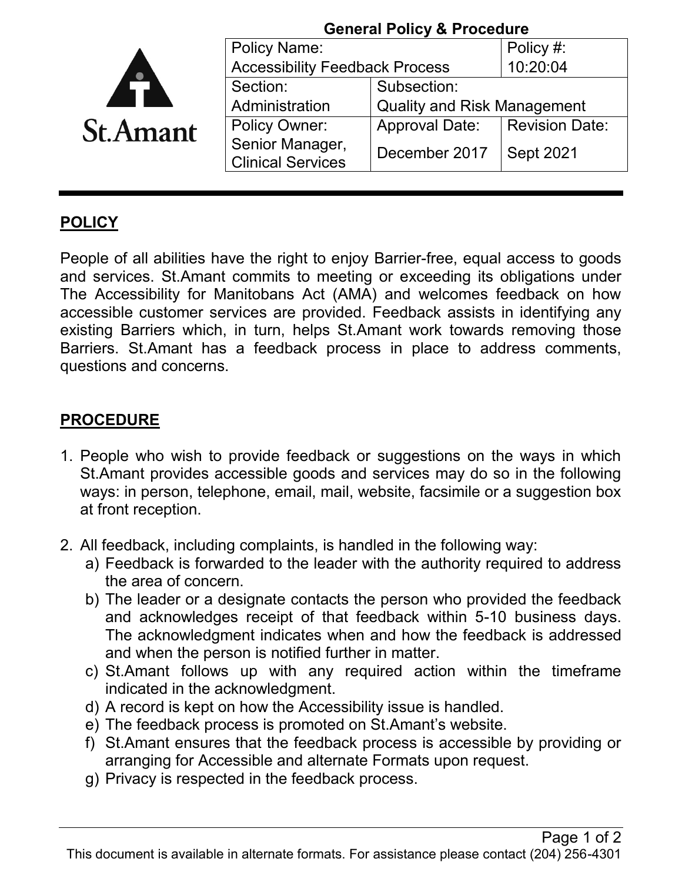**General Policy & Procedure**

St.Amant

| Policy Name: Accessibility Feedback Process | | Policy #: 10:20:04 |
|---|---|---|
| Section: Administration | Subsection: Quality and Risk Management | |
| Policy Owner: Senior Manager, Clinical Services | Approval Date: December 2017 | Revision Date: Sept 2021 |

## POLICY

People of all abilities have the right to enjoy Barrier-free, equal access to goods and services. St.Amant commits to meeting or exceeding its obligations under The Accessibility for Manitobans Act (AMA) and welcomes feedback on how accessible customer services are provided. Feedback assists in identifying any existing Barriers which, in turn, helps St.Amant work towards removing those Barriers. St.Amant has a feedback process in place to address comments, questions and concerns.

## PROCEDURE

1. People who wish to provide feedback or suggestions on the ways in which St.Amant provides accessible goods and services may do so in the following ways: in person, telephone, email, mail, website, facsimile or a suggestion box at front reception.

2. All feedback, including complaints, is handled in the following way:
   a) Feedback is forwarded to the leader with the authority required to address the area of concern.
   b) The leader or a designate contacts the person who provided the feedback and acknowledges receipt of that feedback within 5-10 business days. The acknowledgment indicates when and how the feedback is addressed and when the person is notified further in matter.
   c) St.Amant follows up with any required action within the timeframe indicated in the acknowledgment.
   d) A record is kept on how the Accessibility issue is handled.
   e) The feedback process is promoted on St.Amant's website.
   f) St.Amant ensures that the feedback process is accessible by providing or arranging for Accessible and alternate Formats upon request.
   g) Privacy is respected in the feedback process.

This document is available in alternate formats. For assistance please contact (204) 256-4301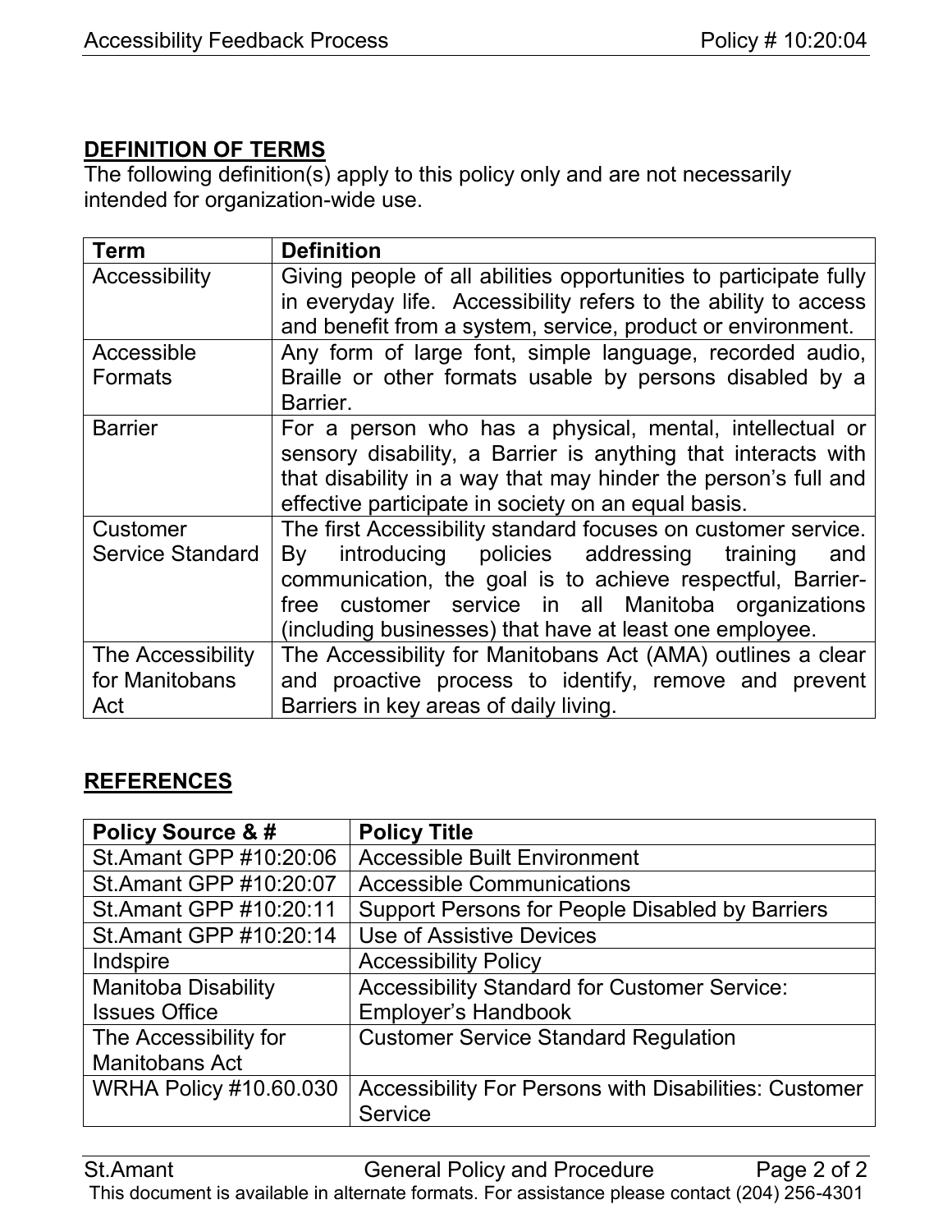**DEFINITION OF TERMS**

The following definition(s) apply to this policy only and are not necessarily intended for organization-wide use.

| Term | Definition |
|---|---|
| Accessibility | Giving people of all abilities opportunities to participate fully in everyday life. Accessibility refers to the ability to access and benefit from a system, service, product or environment. |
| Accessible Formats | Any form of large font, simple language, recorded audio, Braille or other formats usable by persons disabled by a Barrier. |
| Barrier | For a person who has a physical, mental, intellectual or sensory disability, a Barrier is anything that interacts with that disability in a way that may hinder the person's full and effective participate in society on an equal basis. |
| Customer Service Standard | The first Accessibility standard focuses on customer service. By introducing policies addressing training and communication, the goal is to achieve respectful, Barrier-free customer service in all Manitoba organizations (including businesses) that have at least one employee. |
| The Accessibility for Manitobans Act | The Accessibility for Manitobans Act (AMA) outlines a clear and proactive process to identify, remove and prevent Barriers in key areas of daily living. |

**REFERENCES**

| Policy Source & # | Policy Title |
|---|---|
| St.Amant GPP #10:20:06 | Accessible Built Environment |
| St.Amant GPP #10:20:07 | Accessible Communications |
| St.Amant GPP #10:20:11 | Support Persons for People Disabled by Barriers |
| St.Amant GPP #10:20:14 | Use of Assistive Devices |
| Indspire | Accessibility Policy |
| Manitoba Disability Issues Office | Accessibility Standard for Customer Service: Employer's Handbook |
| The Accessibility for Manitobans Act | Customer Service Standard Regulation |
| WRHA Policy #10.60.030 | Accessibility For Persons with Disabilities: Customer Service |

This document is available in alternate formats. For assistance please contact (204) 256-4301